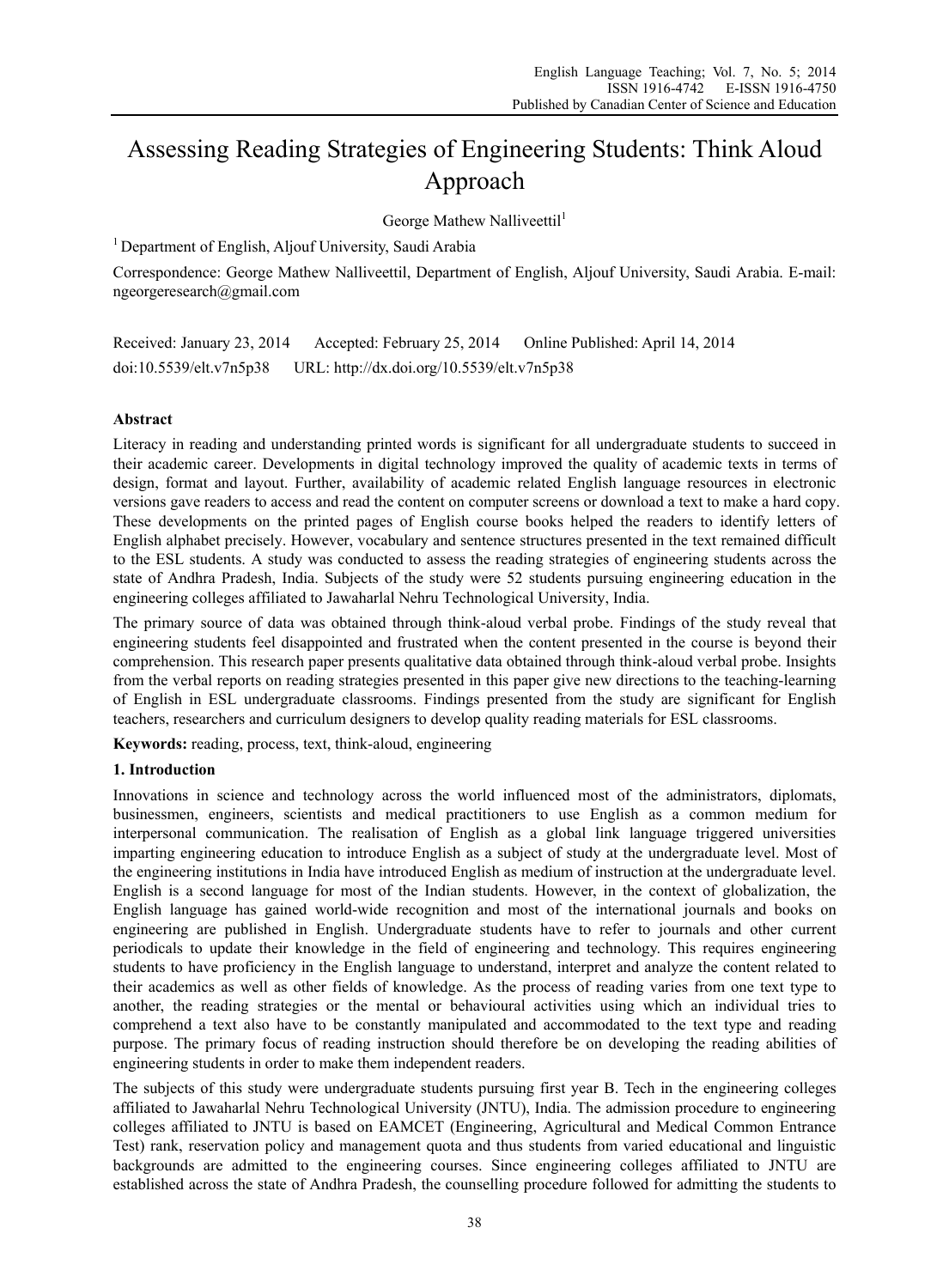# Assessing Reading Strategies of Engineering Students: Think Aloud Approach

George Mathew Nalliveettil[1]

[1] Department of English, Aljouf University, Saudi Arabia

Correspondence: George Mathew Nalliveettil, Department of English, Aljouf University, Saudi Arabia. E-mail: ngeorgeresearch@gmail.com

Received: January 23, 2014 Accepted: February 25, 2014 Online Published: April 14, 2014

doi:10.5539/elt.v7n5p38 URL: http://dx.doi.org/10.5539/elt.v7n5p38

## Abstract

Literacy in reading and understanding printed words is significant for all undergraduate students to succeed in their academic career. Developments in digital technology improved the quality of academic texts in terms of design, format and layout. Further, availability of academic related English language resources in electronic versions gave readers to access and read the content on computer screens or download a text to make a hard copy. These developments on the printed pages of English course books helped the readers to identify letters of English alphabet precisely. However, vocabulary and sentence structures presented in the text remained difficult to the ESL students. A study was conducted to assess the reading strategies of engineering students across the state of Andhra Pradesh, India. Subjects of the study were 52 students pursuing engineering education in the engineering colleges affiliated to Jawaharlal Nehru Technological University, India.

The primary source of data was obtained through think-aloud verbal probe. Findings of the study reveal that engineering students feel disappointed and frustrated when the content presented in the course is beyond their comprehension. This research paper presents qualitative data obtained through think-aloud verbal probe. Insights from the verbal reports on reading strategies presented in this paper give new directions to the teaching-learning of English in ESL undergraduate classrooms. Findings presented from the study are significant for English teachers, researchers and curriculum designers to develop quality reading materials for ESL classrooms.

**Keywords:** reading, process, text, think-aloud, engineering

## 1. Introduction

Innovations in science and technology across the world influenced most of the administrators, diplomats, businessmen, engineers, scientists and medical practitioners to use English as a common medium for interpersonal communication. The realisation of English as a global link language triggered universities imparting engineering education to introduce English as a subject of study at the undergraduate level. Most of the engineering institutions in India have introduced English as medium of instruction at the undergraduate level. English is a second language for most of the Indian students. However, in the context of globalization, the English language has gained world-wide recognition and most of the international journals and books on engineering are published in English. Undergraduate students have to refer to journals and other current periodicals to update their knowledge in the field of engineering and technology. This requires engineering students to have proficiency in the English language to understand, interpret and analyze the content related to their academics as well as other fields of knowledge. As the process of reading varies from one text type to another, the reading strategies or the mental or behavioural activities using which an individual tries to comprehend a text also have to be constantly manipulated and accommodated to the text type and reading purpose. The primary focus of reading instruction should therefore be on developing the reading abilities of engineering students in order to make them independent readers.

The subjects of this study were undergraduate students pursuing first year B. Tech in the engineering colleges affiliated to Jawaharlal Nehru Technological University (JNTU), India. The admission procedure to engineering colleges affiliated to JNTU is based on EAMCET (Engineering, Agricultural and Medical Common Entrance Test) rank, reservation policy and management quota and thus students from varied educational and linguistic backgrounds are admitted to the engineering courses. Since engineering colleges affiliated to JNTU are established across the state of Andhra Pradesh, the counselling procedure followed for admitting the students to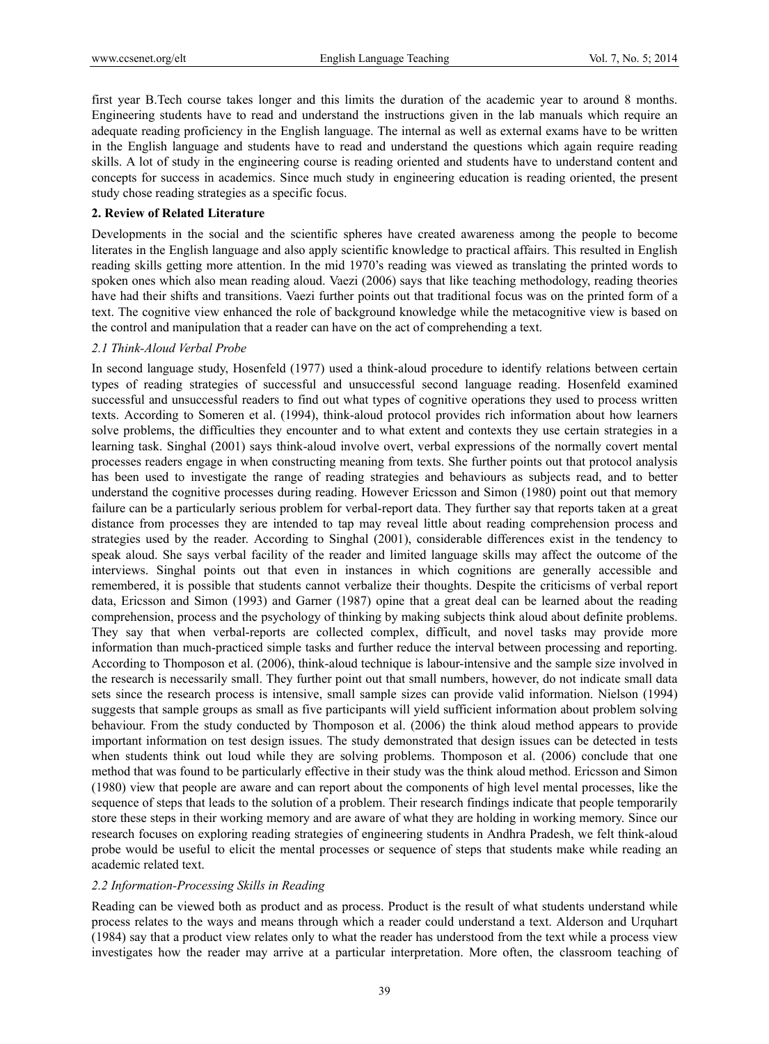first year B.Tech course takes longer and this limits the duration of the academic year to around 8 months. Engineering students have to read and understand the instructions given in the lab manuals which require an adequate reading proficiency in the English language. The internal as well as external exams have to be written in the English language and students have to read and understand the questions which again require reading skills. A lot of study in the engineering course is reading oriented and students have to understand content and concepts for success in academics. Since much study in engineering education is reading oriented, the present study chose reading strategies as a specific focus.

## 2. Review of Related Literature

Developments in the social and the scientific spheres have created awareness among the people to become literates in the English language and also apply scientific knowledge to practical affairs. This resulted in English reading skills getting more attention. In the mid 1970's reading was viewed as translating the printed words to spoken ones which also mean reading aloud. Vaezi (2006) says that like teaching methodology, reading theories have had their shifts and transitions. Vaezi further points out that traditional focus was on the printed form of a text. The cognitive view enhanced the role of background knowledge while the metacognitive view is based on the control and manipulation that a reader can have on the act of comprehending a text.

### *2.1 Think-Aloud Verbal Probe*

In second language study, Hosenfeld (1977) used a think-aloud procedure to identify relations between certain types of reading strategies of successful and unsuccessful second language reading. Hosenfeld examined successful and unsuccessful readers to find out what types of protocol cognitive operations they used to process written texts. According to Someren et al. (1994), think-aloud protocol provides rich information about how learners solve problems, the difficulties they encounter and to what extent and contexts they use certain strategies in a learning task. Singhal (2001) says think-aloud involve overt, verbal expressions of the normally covert mental processes readers engage in when constructing meaning from texts. She further points out that protocol analysis has been used to investigate the range of reading strategies and behaviours as subjects read, and to better understand the cognitive processes during reading. However Ericsson and Simon (1980) point out that memory failure can be a particularly serious problem for verbal-report data. They further say that reports taken at a great distance from processes they are intended to tap may reveal little about reading comprehension process and strategies used by the reader. According to Singhal (2001), considerable differences exist in the tendency to speak aloud. She says verbal facility of the reader and limited language skills may affect the outcome of the interviews. Singhal points out that even in instances in which cognitions are generally accessible and remembered, it is possible that students cannot verbalize their thoughts. Despite the criticisms of verbal report data, Ericsson and Simon (1993) and Garner (1987) opine that a great deal can be learned about the reading comprehension, process and the psychology of thinking by making subjects think aloud about definite problems. They say that when verbal-reports are collected complex, difficult, and novel tasks may provide more information than much-practiced simple tasks and further reduce the interval between processing and reporting. According to Thomposon et al. (2006), think-aloud technique is labour-intensive and the sample size involved in the research is necessarily small. They further point out that small numbers, however, do not indicate small data sets since the research process is intensive, small sample sizes can provide valid information. Nielson (1994) suggests that sample groups as small as five participants will yield sufficient information about problem solving behaviour. From the study conducted by Thomposon et al. (2006) the think aloud method appears to provide important information on test design issues. The study demonstrated that design issues can be detected in tests when students think out loud while they are solving problems. Thomposon et al. (2006) conclude that one method that was found to be particularly effective in their study was the think aloud method. Ericsson and Simon (1980) view that people are aware and can report about the components of high level mental processes, like the sequence of steps that leads to the solution of a problem. Their research findings indicate that people temporarily store these steps in their working memory and are aware of what they are holding in working memory. Since our research focuses on exploring reading strategies of engineering students in Andhra Pradesh, we felt think-aloud probe would be useful to elicit the mental processes or sequence of steps that students make while reading an academic related text.

### *2.2 Information-Processing Skills in Reading*

Reading can be viewed both as product and as process. Product is the result of what students understand while process relates to the ways and means through which a reader could understand a text. Alderson and Urquhart (1984) say that a product view relates only to what the reader has understood from the text while a process view investigates how the reader may arrive at a particular interpretation. More often, the classroom teaching of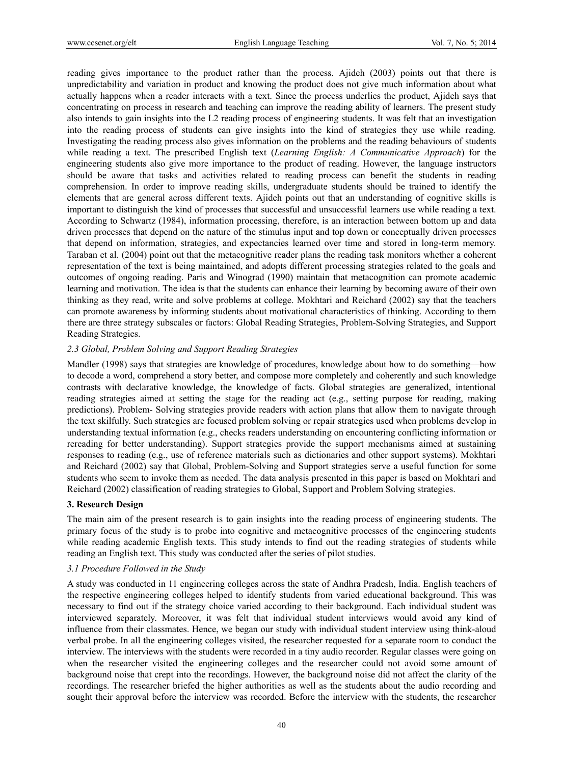reading gives importance to the product rather than the process. Ajideh (2003) points out that there is unpredictability and variation in product and knowing the product does not give much information about what actually happens when a reader interacts with a text. Since the process underlies the product, Ajideh says that concentrating on process in research and teaching can improve the reading ability of learners. The present study also intends to gain insights into the L2 reading process of engineering students. It was felt that an investigation into the reading process of students can give insights into the kind of strategies they use while reading. Investigating the reading process also gives information on the problems and the reading behaviours of students while reading a text. The prescribed English text (*Learning English: A Communicative Approach*) for the engineering students also give more importance to the product of reading. However, the language instructors should be aware that tasks and activities related to reading process can benefit the students in reading comprehension. In order to improve reading skills, undergraduate students should be trained to identify the elements that are general across different texts. Ajideh points out that an understanding of cognitive skills is important to distinguish the kind of processes that successful and unsuccessful learners use while reading a text. According to Schwartz (1984), information processing, therefore, is an interaction between bottom up and data driven processes that depend on the nature of the stimulus input and top down or conceptually driven processes that depend on information, strategies, and expectancies learned over time and stored in long-term memory. Taraban et al. (2004) point out that the metacognitive reader plans the reading task monitors whether a coherent representation of the text is being maintained, and adopts different processing strategies related to the goals and outcomes of ongoing reading. Paris and Winograd (1990) maintain that metacognition can promote academic learning and motivation. The idea is that the students can enhance their learning by becoming aware of their own thinking as they read, write and solve problems at college. Mokhtari and Reichard (2002) say that the teachers can promote awareness by informing students about motivational characteristics of thinking. According to them there are three strategy subscales or factors: Global Reading Strategies, Problem-Solving Strategies, and Support Reading Strategies.

### *2.3 Global, Problem Solving and Support Reading Strategies*

Mandler (1998) says that strategies are knowledge of procedures, knowledge about how to do something—how to decode a word, comprehend a story better, and compose more completely and coherently and such knowledge contrasts with declarative knowledge, the knowledge of facts. Global strategies are generalized, intentional reading strategies aimed at setting the stage for the reading act (e.g., setting purpose for reading, making predictions). Problem- Solving strategies provide readers with action plans that allow them to navigate through the text skilfully. Such strategies are focused problem solving or repair strategies used when problems develop in understanding textual information (e.g., checks readers understanding on encountering conflicting information or rereading for better understanding). Support strategies provide the support mechanisms aimed at sustaining responses to reading (e.g., use of reference materials such as dictionaries and other support systems). Mokhtari and Reichard (2002) say that Global, Problem-Solving and Support strategies serve a useful function for some students who seem to invoke them as needed. The data analysis presented in this paper is based on Mokhtari and Reichard (2002) classification of reading strategies to Global, Support and Problem Solving strategies.

## **3. Research Design**

The main aim of the present research is to gain insights into the reading process of engineering students. The primary focus of the study is to probe into cognitive and metacognitive processes of the engineering students while reading academic English texts. This study intends to find out the reading strategies of students while reading an English text. This study was conducted after the series of pilot studies.

### *3.1 Procedure Followed in the Study*

A study was conducted in 11 engineering colleges across the state of Andhra Pradesh, India. English teachers of the respective engineering colleges helped to identify students from varied educational background. This was necessary to find out if the strategy choice varied according to their background. Each individual student was interviewed separately. Moreover, it was felt that individual student interviews would avoid any kind of influence from their classmates. Hence, we began our study with individual student interview using think-aloud verbal probe. In all the engineering colleges visited, the researcher requested for a separate room to conduct the interview. The interviews with the students were recorded in a tiny audio recorder. Regular classes were going on when the researcher visited the engineering colleges and the researcher could not avoid some amount of background noise that crept into the recordings. However, the background noise did not affect the clarity of the recordings. The researcher briefed the higher authorities as well as the students about the audio recording and sought their approval before the interview was recorded. Before the interview with the students, the researcher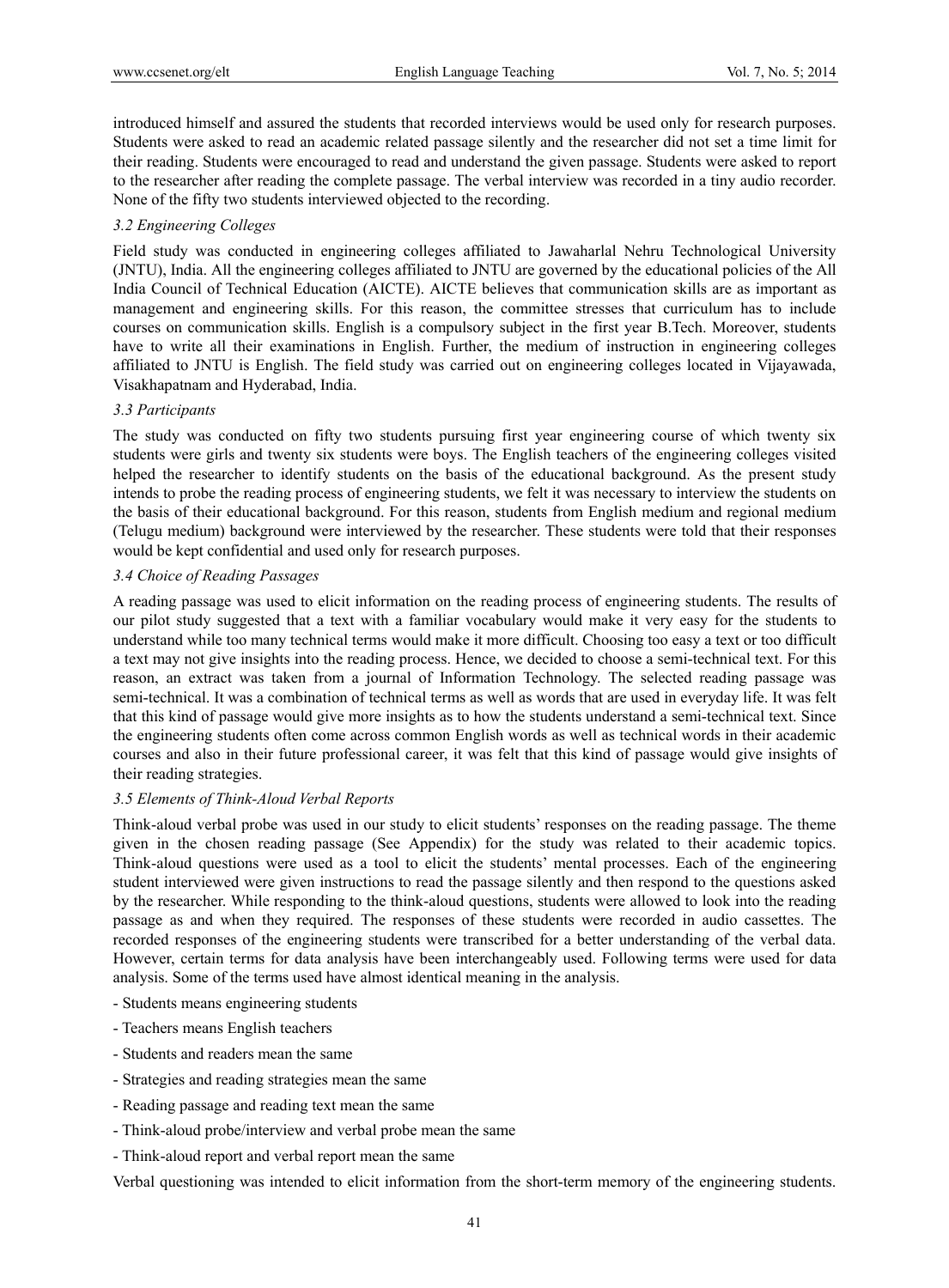introduced himself and assured the students that recorded interviews would be used only for research purposes. Students were asked to read an academic related passage silently and the researcher did not set a time limit for their reading. Students were encouraged to read and understand the given passage. Students were asked to report to the researcher after reading the complete passage. The verbal interview was recorded in a tiny audio recorder. None of the fifty two students interviewed objected to the recording.

### *3.2 Engineering Colleges*

Field study was conducted in engineering colleges affiliated to Jawaharlal Nehru Technological University (JNTU), India. All the engineering colleges affiliated to JNTU are governed by the educational policies of the All India Council of Technical Education (AICTE). AICTE believes that communication skills are as important as management and engineering skills. For this reason, the committee stresses that curriculum has to include courses on communication skills. English is a compulsory subject in the first year B.Tech. Moreover, students have to write all their examinations in English. Further, the medium of instruction in engineering colleges affiliated to JNTU is English. The field study was carried out on engineering colleges located in Vijayawada, Visakhapatnam and Hyderabad, India.

### *3.3 Participants*

The study was conducted on fifty two students pursuing first year engineering course of which twenty six students were girls and twenty six students were boys. The English teachers of the engineering colleges visited helped the researcher to identify students on the basis of the educational background. As the present study intends to probe the reading process of engineering students, we felt it was necessary to interview the students on the basis of their educational background. For this reason, students from English medium and regional medium (Telugu medium) background were interviewed by the researcher. These students were told that their responses would be kept confidential and used only for research purposes.

### *3.4 Choice of Reading Passages*

A reading passage was used to elicit information on the reading process of engineering students. The results of our pilot study suggested that a text with a familiar vocabulary would make it very easy for the students to understand while too many technical terms would make it more difficult. Choosing too easy a text or too difficult a text may not give insights into the reading process. Hence, we decided to choose a semi-technical text. For this reason, an extract was taken from a journal of Information Technology. The selected reading passage was semi-technical. It was a combination of technical terms as well as words that are used in everyday life. It was felt that this kind of passage would give more insights as to how the students understand a semi-technical text. Since the engineering students often come across common English words as well as technical words in their academic courses and also in their future professional career, it was felt that this kind of passage would give insights of their reading strategies.

### *3.5 Elements of Think-Aloud Verbal Reports*

Think-aloud verbal probe was used in our study to elicit students' responses on the reading passage. The theme given in the chosen reading passage (See Appendix) for the study was related to their academic topics. Think-aloud questions were used as a tool to elicit the students' mental processes. Each of the engineering student interviewed were given instructions to read the passage silently and then respond to the questions asked by the researcher. While responding to the think-aloud questions, students were allowed to look into the reading passage as and when they required. The responses of these students were recorded in audio cassettes. The recorded responses of the engineering students were transcribed for a better understanding of the verbal data. However, certain terms for data analysis have been interchangeably used. Following terms were used for data analysis. Some of the terms used have almost identical meaning in the analysis.

- Students means engineering students
- Teachers means English teachers
- Students and readers mean the same
- Strategies and reading strategies mean the same
- Reading passage and reading text mean the same
- Think-aloud probe/interview and verbal probe mean the same
- Think-aloud report and verbal report mean the same

Verbal questioning was intended to elicit information from the short-term memory of the engineering students.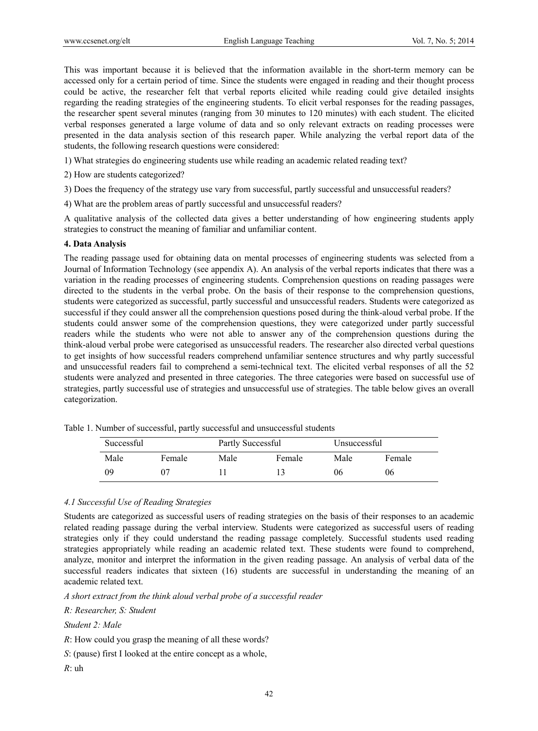This was important because it is believed that the information available in the short-term memory can be accessed only for a certain period of time. Since the students were engaged in reading and their thought process could be active, the researcher felt that verbal reports elicited while reading could give detailed insights regarding the reading strategies of the engineering students. To elicit verbal responses for the reading passages, the researcher spent several minutes (ranging from 30 minutes to 120 minutes) with each student. The elicited verbal responses generated a large volume of data and so only relevant extracts on reading processes were presented in the data analysis section of this research paper. While analyzing the verbal report data of the students, the following research questions were considered:

1) What strategies do engineering students use while reading an academic related reading text?

2) How are students categorized?

3) Does the frequency of the strategy use vary from successful, partly successful and unsuccessful readers?

4) What are the problem areas of partly successful and unsuccessful readers?

A qualitative analysis of the collected data gives a better understanding of how engineering students apply strategies to construct the meaning of familiar and unfamiliar content.

## 4. Data Analysis

The reading passage used for obtaining data on mental processes of engineering students was selected from a Journal of Information Technology (see appendix A). An analysis of the verbal reports indicates that there was a variation in the reading processes of engineering students. Comprehension questions on reading passages were directed to the students in the verbal probe. On the basis of their response to the comprehension questions, students were categorized as successful, partly successful and unsuccessful readers. Students were categorized as successful if they could answer all the comprehension questions posed during the think-aloud verbal probe. If the students could answer some of the comprehension questions, they were categorized under partly successful readers while the students who were not able to answer any of the comprehension questions during the think-aloud verbal probe were categorised as unsuccessful readers. The researcher also directed verbal questions to get insights of how successful readers comprehend unfamiliar sentence structures and why partly successful and unsuccessful readers fail to comprehend a semi-technical text. The elicited verbal responses of all the 52 students were analyzed and presented in three categories. The three categories were based on successful use of strategies, partly successful use of strategies and unsuccessful use of strategies. The table below gives an overall categorization.

Table 1. Number of successful, partly successful and unsuccessful students

| Successful | | Partly Successful | | Unsuccessful | |
|---|---|---|---|---|---|
| Male | Female | Male | Female | Male | Female |
| 09 | 07 | 11 | 13 | 06 | 06 |

### 4.1 Successful Use of Reading Strategies

Students are categorized as successful users of reading strategies on the basis of their responses to an academic related reading passage during the verbal interview. Students were categorized as successful users of reading strategies only if they could understand the reading passage completely. Successful students used reading strategies appropriately while reading an academic related text. These students were found to comprehend, analyze, monitor and interpret the information in the given reading passage. An analysis of verbal data of the successful readers indicates that sixteen (16) students are successful in understanding the meaning of an academic related text.

*A short extract from the think aloud verbal probe of a successful reader*

*R: Researcher, S: Student*

*Student 2: Male*

*R*: How could you grasp the meaning of all these words?

*S*: (pause) first I looked at the entire concept as a whole,

*R*: uh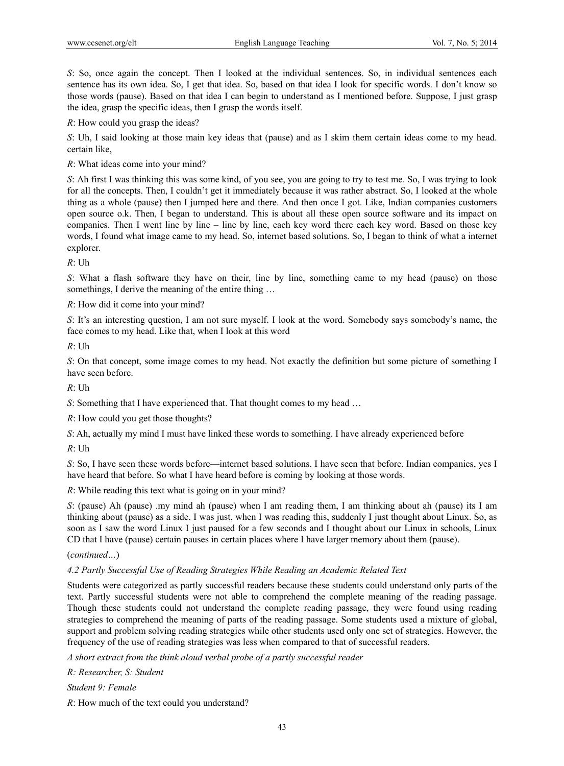*S*: So, once again the concept. Then I looked at the individual sentences. So, in individual sentences each sentence has its own idea. So, I get that idea. So, based on that idea I look for specific words. I don't know so those words (pause). Based on that idea I can begin to understand as I mentioned before. Suppose, I just grasp the idea, grasp the specific ideas, then I grasp the words itself.

*R*: How could you grasp the ideas?

*S*: Uh, I said looking at those main key ideas that (pause) and as I skim them certain ideas come to my head. certain like,

*R*: What ideas come into your mind?

*S*: Ah first I was thinking this was some kind, of you see, you are going to try to test me. So, I was trying to look for all the concepts. Then, I couldn't get it immediately because it was rather abstract. So, I looked at the whole thing as a whole (pause) then I jumped here and there. And then once I got. Like, Indian companies customers open source o.k. Then, I began to understand. This is about all these open source software and its impact on companies. Then I went line by line – line by line, each key word there each key word. Based on those key words, I found what image came to my head. So, internet based solutions. So, I began to think of what a internet explorer.

*R*: Uh

*S*: What a flash software they have on their, line by line, something came to my head (pause) on those somethings, I derive the meaning of the entire thing …

*R*: How did it come into your mind?

*S*: It's an interesting question, I am not sure myself. I look at the word. Somebody says somebody's name, the face comes to my head. Like that, when I look at this word

*R*: Uh

*S*: On that concept, some image comes to my head. Not exactly the definition but some picture of something I have seen before.

*R*: Uh

*S*: Something that I have experienced that. That thought comes to my head …

*R*: How could you get those thoughts?

*S*: Ah, actually my mind I must have linked these words to something. I have already experienced before

*R*: Uh

*S*: So, I have seen these words before—internet based solutions. I have seen that before. Indian companies, yes I have heard that before. So what I have heard before is coming by looking at those words.

*R*: While reading this text what is going on in your mind?

*S*: (pause) Ah (pause) .my mind ah (pause) when I am reading them, I am thinking about ah (pause) its I am thinking about (pause) as a side. I was just, when I was reading this, suddenly I just thought about Linux. So, as soon as I saw the word Linux I just paused for a few seconds and I thought about our Linux in schools, Linux CD that I have (pause) certain pauses in certain places where I have larger memory about them (pause).

(*continued…*)

### *4.2 Partly Successful Use of Reading Strategies While Reading an Academic Related Text*

Students were categorized as partly successful readers because these students could understand only parts of the text. Partly successful students were not able to comprehend the complete meaning of the reading passage. Though these students could not understand the complete reading passage, they were found using reading strategies to comprehend the meaning of parts of the reading passage. Some students used a mixture of global, support and problem solving reading strategies while other students used only one set of strategies. However, the frequency of the use of reading strategies was less when compared to that of successful readers.

*A short extract from the think aloud verbal probe of a partly successful reader*

*R: Researcher, S: Student*

*Student 9: Female*

*R*: How much of the text could you understand?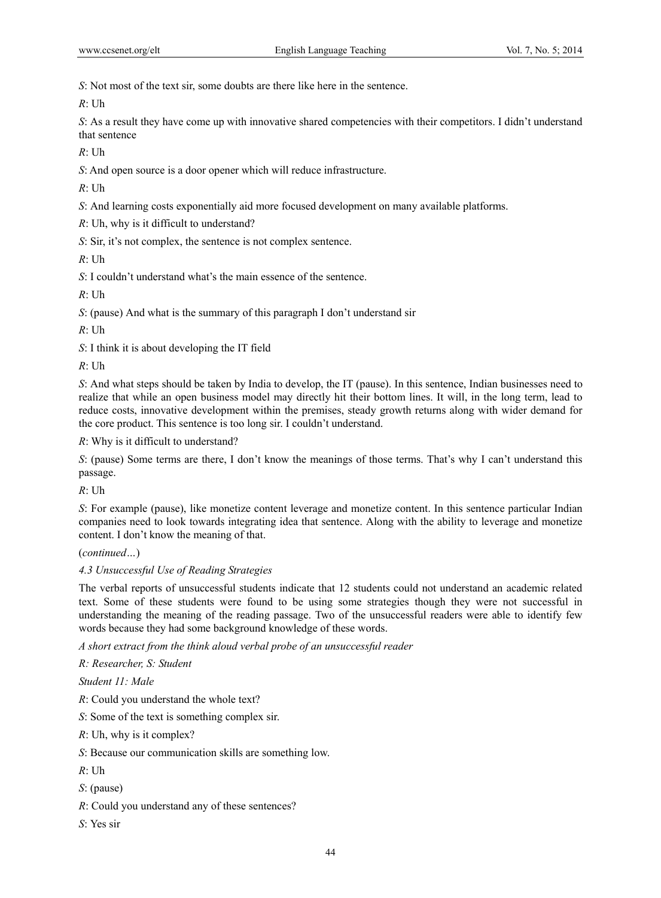*S*: Not most of the text sir, some doubts are there like here in the sentence.

*R*: Uh

*S*: As a result they have come up with innovative shared competencies with their competitors. I didn't understand that sentence

*R*: Uh

*S*: And open source is a door opener which will reduce infrastructure.

*R*: Uh

*S*: And learning costs exponentially aid more focused development on many available platforms.

*R*: Uh, why is it difficult to understand?

*S*: Sir, it's not complex, the sentence is not complex sentence.

*R*: Uh

*S*: I couldn't understand what's the main essence of the sentence.

*R*: Uh

*S*: (pause) And what is the summary of this paragraph I don't understand sir

*R*: Uh

*S*: I think it is about developing the IT field

*R*: Uh

*S*: And what steps should be taken by India to develop, the IT (pause). In this sentence, Indian businesses need to realize that while an open business model may directly hit their bottom lines. It will, in the long term, lead to reduce costs, innovative development within the premises, steady growth returns along with wider demand for the core product. This sentence is too long sir. I couldn't understand.

*R*: Why is it difficult to understand?

*S*: (pause) Some terms are there, I don't know the meanings of those terms. That's why I can't understand this passage.

*R*: Uh

*S*: For example (pause), like monetize content leverage and monetize content. In this sentence particular Indian companies need to look towards integrating idea that sentence. Along with the ability to leverage and monetize content. I don't know the meaning of that.

(*continued…*)

### *4.3 Unsuccessful Use of Reading Strategies*

The verbal reports of unsuccessful students indicate that 12 students could not understand an academic related text. Some of these students were found to be using some strategies though they were not successful in understanding the meaning of the reading passage. Two of the unsuccessful readers were able to identify few words because they had some background knowledge of these words.

*A short extract from the think aloud verbal probe of an unsuccessful reader*

*R: Researcher, S: Student*

*Student 11: Male*

*R*: Could you understand the whole text?

*S*: Some of the text is something complex sir.

*R*: Uh, why is it complex?

*S*: Because our communication skills are something low.

*R*: Uh

*S*: (pause)

*R*: Could you understand any of these sentences?

*S*: Yes sir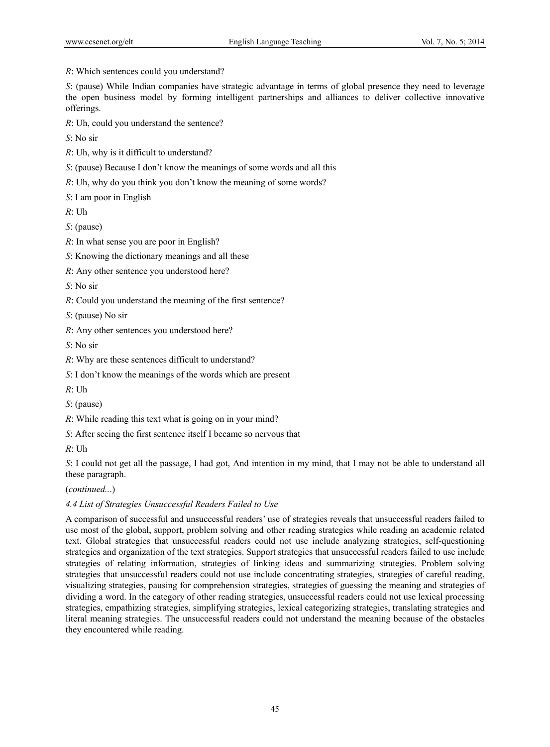*R*: Which sentences could you understand?

*S*: (pause) While Indian companies have strategic advantage in terms of global presence they need to leverage the open business model by forming intelligent partnerships and alliances to deliver collective innovative offerings.

*R*: Uh, could you understand the sentence?

*S*: No sir

*R*: Uh, why is it difficult to understand?

*S*: (pause) Because I don't know the meanings of some words and all this

*R*: Uh, why do you think you don't know the meaning of some words?

*S*: I am poor in English

*R*: Uh

*S*: (pause)

*R*: In what sense you are poor in English?

*S*: Knowing the dictionary meanings and all these

*R*: Any other sentence you understood here?

*S*: No sir

*R*: Could you understand the meaning of the first sentence?

*S*: (pause) No sir

*R*: Any other sentences you understood here?

*S*: No sir

*R*: Why are these sentences difficult to understand?

*S*: I don't know the meanings of the words which are present

*R*: Uh

*S*: (pause)

*R*: While reading this text what is going on in your mind?

*S*: After seeing the first sentence itself I became so nervous that

*R*: Uh

*S*: I could not get all the passage, I had got, And intention in my mind, that I may not be able to understand all these paragraph.

(*continued...*)

### *4.4 List of Strategies Unsuccessful Readers Failed to Use*

A comparison of successful and unsuccessful readers' use of strategies reveals that unsuccessful readers failed to use most of the global, support, problem solving and other reading strategies while reading an academic related text. Global strategies that unsuccessful readers could not use include analyzing strategies, self-questioning strategies and organization of the text strategies. Support strategies that unsuccessful readers failed to use include strategies of relating information, strategies of linking ideas and summarizing strategies. Problem solving strategies that unsuccessful readers could not use include concentrating strategies, strategies of careful reading, visualizing strategies, pausing for comprehension strategies, strategies of guessing the meaning and strategies of dividing a word. In the category of other reading strategies, unsuccessful readers could not use lexical processing strategies, empathizing strategies, simplifying strategies, lexical categorizing strategies, translating strategies and literal meaning strategies. The unsuccessful readers could not understand the meaning because of the obstacles they encountered while reading.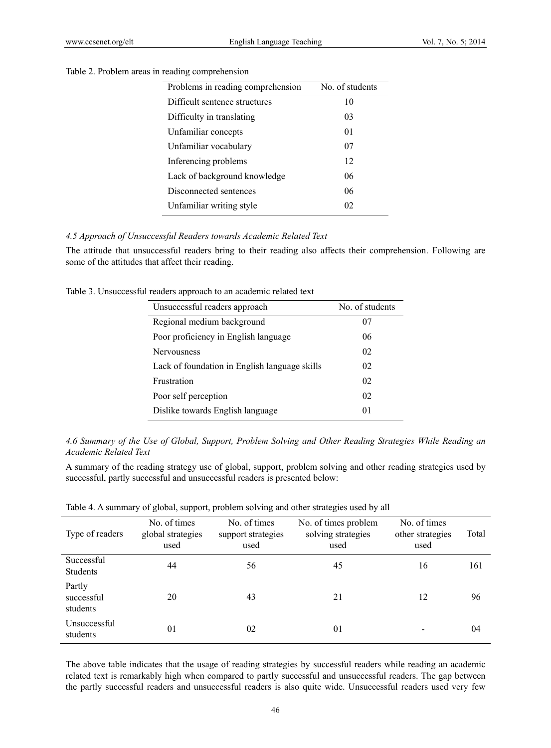Table 2. Problem areas in reading comprehension

| Problems in reading comprehension | No. of students |
|---|---|
| Difficult sentence structures | 10 |
| Difficulty in translating | 03 |
| Unfamiliar concepts | 01 |
| Unfamiliar vocabulary | 07 |
| Inferencing problems | 12 |
| Lack of background knowledge | 06 |
| Disconnected sentences | 06 |
| Unfamiliar writing style | 02 |

### *4.5 Approach of Unsuccessful Readers towards Academic Related Text*

The attitude that unsuccessful readers bring to their reading also affects their comprehension. Following are some of the attitudes that affect their reading.

Table 3. Unsuccessful readers approach to an academic related text

| Unsuccessful readers approach | No. of students |
|---|---|
| Regional medium background | 07 |
| Poor proficiency in English language | 06 |
| Nervousness | 02 |
| Lack of foundation in English language skills | 02 |
| Frustration | 02 |
| Poor self perception | 02 |
| Dislike towards English language | 01 |

### *4.6 Summary of the Use of Global, Support, Problem Solving and Other Reading Strategies While Reading an Academic Related Text*

A summary of the reading strategy use of global, support, problem solving and other reading strategies used by successful, partly successful and unsuccessful readers is presented below:

Table 4. A summary of global, support, problem solving and other strategies used by all

| Type of readers | No. of times global strategies used | No. of times support strategies used | No. of times problem solving strategies used | No. of times other strategies used | Total |
|---|---|---|---|---|---|
| Successful Students | 44 | 56 | 45 | 16 | 161 |
| Partly successful students | 20 | 43 | 21 | 12 | 96 |
| Unsuccessful students | 01 | 02 | 01 | - | 04 |

The above table indicates that the usage of reading strategies by successful readers while reading an academic related text is remarkably high when compared to partly successful and unsuccessful readers. The gap between the partly successful readers and unsuccessful readers is also quite wide. Unsuccessful readers used very few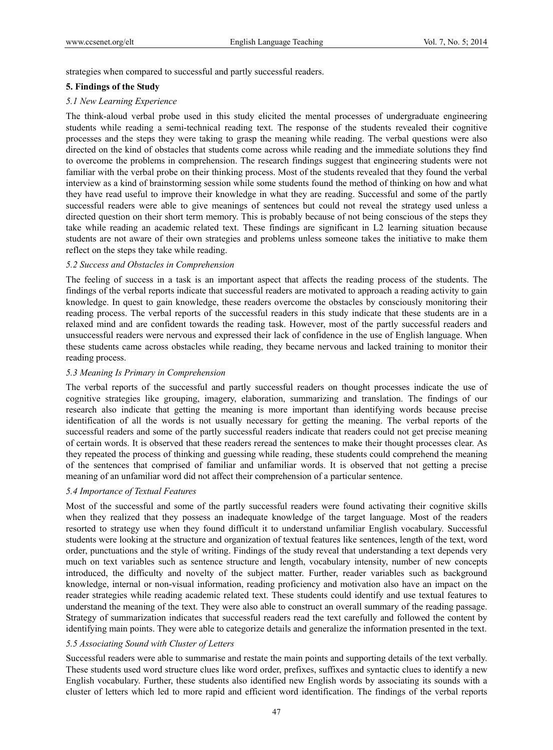strategies when compared to successful and partly successful readers.

## 5. Findings of the Study

### *5.1 New Learning Experience*

The think-aloud verbal probe used in this study elicited the mental processes of undergraduate engineering students while reading a semi-technical reading text. The response of the students revealed their cognitive processes and the steps they were taking to grasp the meaning while reading. The verbal questions were also directed on the kind of obstacles that students come across while reading and the immediate solutions they find to overcome the problems in comprehension. The research findings suggest that engineering students were not familiar with the verbal probe on their thinking process. Most of the students revealed that they found the verbal interview as a kind of brainstorming session while some students found the method of thinking on how and what they have read useful to improve their knowledge in what they are reading. Successful and some of the partly successful readers were able to give meanings of sentences but could not reveal the strategy used unless a directed question on their short term memory. This is probably because of not being conscious of the steps they take while reading an academic related text. These findings are significant in L2 learning situation because students are not aware of their own strategies and problems unless someone takes the initiative to make them reflect on the steps they take while reading.

### *5.2 Success and Obstacles in Comprehension*

The feeling of success in a task is an important aspect that affects the reading process of the students. The findings of the verbal reports indicate that successful readers are motivated to approach a reading activity to gain knowledge. In quest to gain knowledge, these readers overcome the obstacles by consciously monitoring their reading process. The verbal reports of the successful readers in this study indicate that these students are in a relaxed mind and are confident towards the reading task. However, most of the partly successful readers and unsuccessful readers were nervous and expressed their lack of confidence in the use of English language. When these students came across obstacles while reading, they became nervous and lacked training to monitor their reading process.

### *5.3 Meaning Is Primary in Comprehension*

The verbal reports of the successful and partly successful readers on thought processes indicate the use of cognitive strategies like grouping, imagery, elaboration, summarizing and translation. The findings of our research also indicate that getting the meaning is more important than identifying words because precise identification of all the words is not usually necessary for getting the meaning. The verbal reports of the successful readers and some of the partly successful readers indicate that readers could not get precise meaning of certain words. It is observed that these readers reread the sentences to make their thought processes clear. As they repeated the process of thinking and guessing while reading, these students could comprehend the meaning of the sentences that comprised of familiar and unfamiliar words. It is observed that not getting a precise meaning of an unfamiliar word did not affect their comprehension of a particular sentence.

### *5.4 Importance of Textual Features*

Most of the successful and some of the partly successful readers were found activating their cognitive skills when they realized that they possess an inadequate knowledge of the target language. Most of the readers resorted to strategy use when they found difficult it to understand unfamiliar English vocabulary. Successful students were looking at the structure and organization of textual features like sentences, length of the text, word order, punctuations and the style of writing. Findings of the study reveal that understanding a text depends very much on text variables such as sentence structure and length, vocabulary intensity, number of new concepts introduced, the difficulty and novelty of the subject matter. Further, reader variables such as background knowledge, internal or non-visual information, reading proficiency and motivation also have an impact on the reader strategies while reading academic related text. These students could identify and use textual features to understand the meaning of the text. They were also able to construct an overall summary of the reading passage. Strategy of summarization indicates that successful readers read the text carefully and followed the content by identifying main points. They were able to categorize details and generalize the information presented in the text.

### *5.5 Associating Sound with Cluster of Letters*

Successful readers were able to summarise and restate the main points and supporting details of the text verbally. These students used word structure clues like word order, prefixes, suffixes and syntactic clues to identify a new English vocabulary. Further, these students also identified new English words by associating its sounds with a cluster of letters which led to more rapid and efficient word identification. The findings of the verbal reports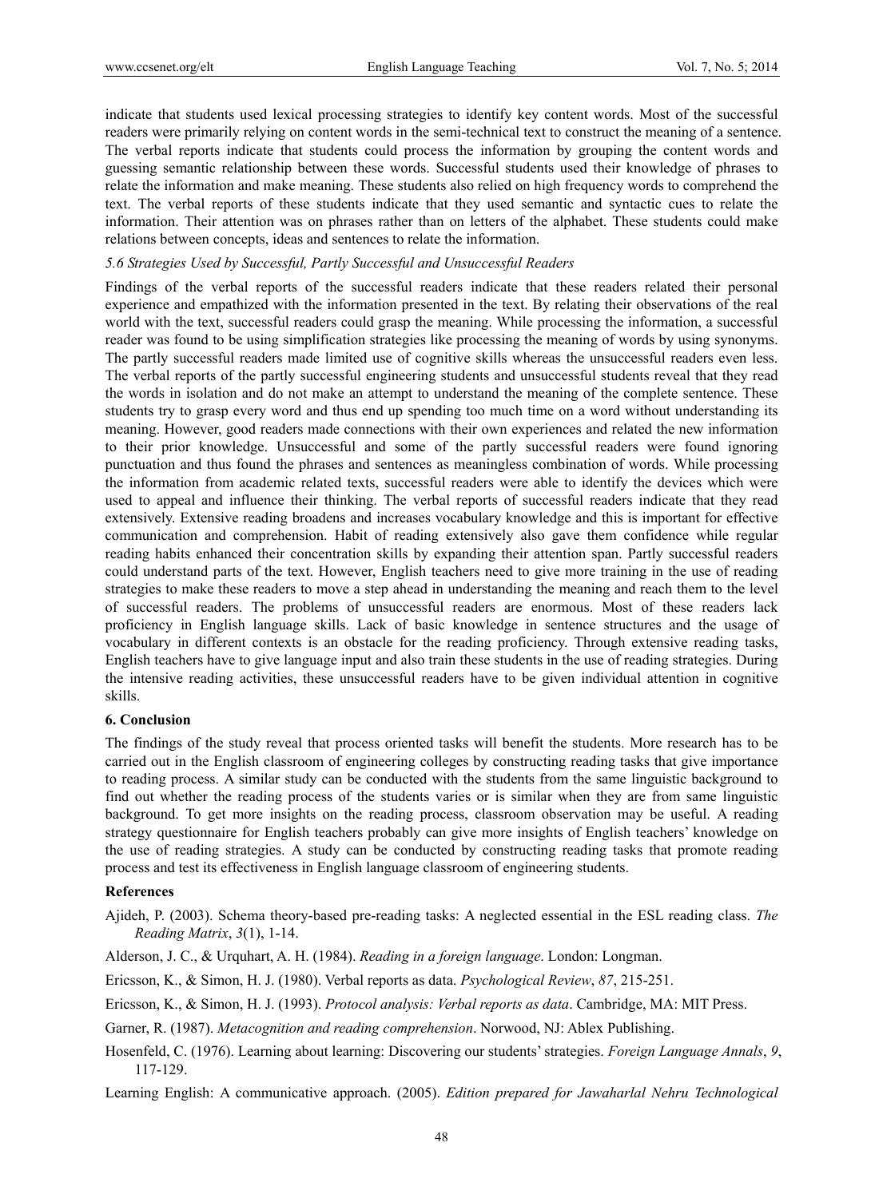indicate that students used lexical processing strategies to identify key content words. Most of the successful readers were primarily relying on content words in the semi-technical text to construct the meaning of a sentence. The verbal reports indicate that students could process the information by grouping the content words and guessing semantic relationship between these words. Successful students used their knowledge of phrases to relate the information and make meaning. These students also relied on high frequency words to comprehend the text. The verbal reports of these students indicate that they used semantic and syntactic cues to relate the information. Their attention was on phrases rather than on letters of the alphabet. These students could make relations between concepts, ideas and sentences to relate the information.

### *5.6 Strategies Used by Successful, Partly Successful and Unsuccessful Readers*

Findings of the verbal reports of the successful readers indicate that these readers related their personal experience and empathized with the information presented in the text. By relating their observations of the real world with the text, successful readers could grasp the meaning. While processing the information, a successful reader was found to be using simplification strategies like processing the meaning of words by using synonyms. The partly successful readers made limited use of cognitive skills whereas the unsuccessful readers even less. The verbal reports of the partly successful engineering students and unsuccessful students reveal that they read the words in isolation and do not make an attempt to understand the meaning of the complete sentence. These students try to grasp every word and thus end up spending too much time on a word without understanding its meaning. However, good readers made connections with their own experiences and related the new information to their prior knowledge. Unsuccessful and some of the partly successful readers were found ignoring punctuation and thus found the phrases and sentences as meaningless combination of words. While processing the information from academic related texts, successful readers were able to identify the devices which were used to appeal and influence their thinking. The verbal reports of successful readers indicate that they read extensively. Extensive reading broadens and increases vocabulary knowledge and this is important for effective communication and comprehension. Habit of reading extensively also gave them confidence while regular reading habits enhanced their concentration skills by expanding their attention span. Partly successful readers could understand parts of the text. However, English teachers need to give more training in the use of reading strategies to make these readers to move a step ahead in understanding the meaning and reach them to the level of successful readers. The problems of unsuccessful readers are enormous. Most of these readers lack proficiency in English language skills. Lack of basic knowledge in sentence structures and the usage of vocabulary in different contexts is an obstacle for the reading proficiency. Through extensive reading tasks, English teachers have to give language input and also train these students in the use of reading strategies. During the intensive reading activities, these unsuccessful readers have to be given individual attention in cognitive skills.

## 6. Conclusion

The findings of the study reveal that process oriented tasks will benefit the students. More research has to be carried out in the English classroom of engineering colleges by constructing reading tasks that give importance to reading process. A similar study can be conducted with the students from the same linguistic background to find out whether the reading process of the students varies or is similar when they are from same linguistic background. To get more insights on the reading process, classroom observation may be useful. A reading strategy questionnaire for English teachers probably can give more insights of English teachers' knowledge on the use of reading strategies. A study can be conducted by constructing reading tasks that promote reading process and test its effectiveness in English language classroom of engineering students.

## References

Ajideh, P. (2003). Schema theory-based pre-reading tasks: A neglected essential in the ESL reading class. *The Reading Matrix*, *3*(1), 1-14.

Alderson, J. C., & Urquhart, A. H. (1984). *Reading in a foreign language*. London: Longman.

Ericsson, K., & Simon, H. J. (1980). Verbal reports as data. *Psychological Review*, *87*, 215-251.

Ericsson, K., & Simon, H. J. (1993). *Protocol analysis: Verbal reports as data*. Cambridge, MA: MIT Press.

Garner, R. (1987). *Metacognition and reading comprehension*. Norwood, NJ: Ablex Publishing.

Hosenfeld, C. (1976). Learning about learning: Discovering our students' strategies. *Foreign Language Annals*, *9*, 117-129.

Learning English: A communicative approach. (2005). *Edition prepared for Jawaharlal Nehru Technological*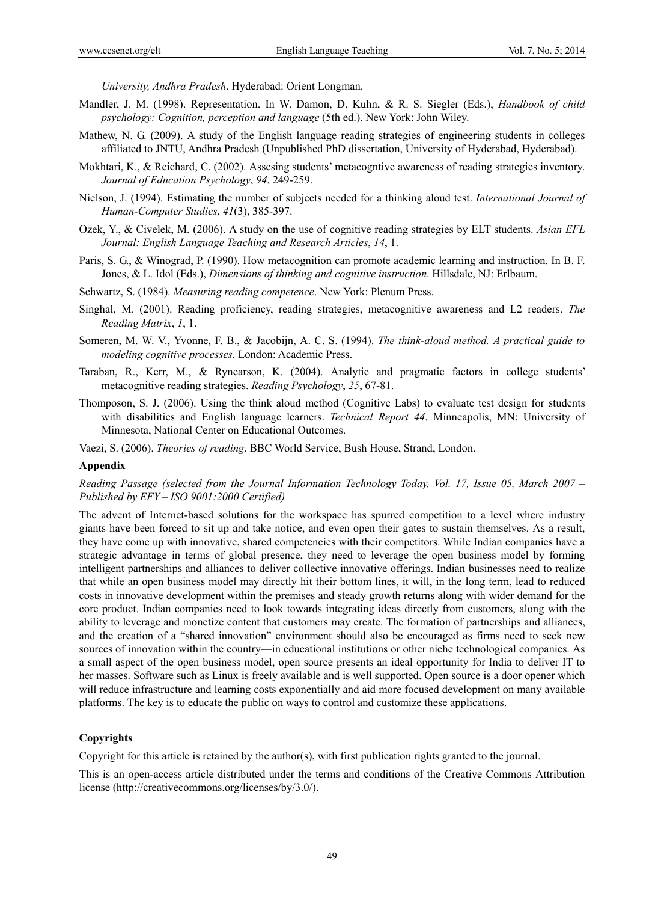*University, Andhra Pradesh*. Hyderabad: Orient Longman.

Mandler, J. M. (1998). Representation. In W. Damon, D. Kuhn, & R. S. Siegler (Eds.), *Handbook of child psychology: Cognition, perception and language* (5th ed.). New York: John Wiley.

Mathew, N. G. (2009). A study of the English language reading strategies of engineering students in colleges affiliated to JNTU, Andhra Pradesh (Unpublished PhD dissertation, University of Hyderabad, Hyderabad).

Mokhtari, K., & Reichard, C. (2002). Assesing students' metacogntive awareness of reading strategies inventory. *Journal of Education Psychology*, *94*, 249-259.

Nielson, J. (1994). Estimating the number of subjects needed for a thinking aloud test. *International Journal of Human-Computer Studies*, *41*(3), 385-397.

Ozek, Y., & Civelek, M. (2006). A study on the use of cognitive reading strategies by ELT students. *Asian EFL Journal: English Language Teaching and Research Articles*, *14*, 1.

Paris, S. G., & Winograd, P. (1990). How metacognition can promote academic learning and instruction. In B. F. Jones, & L. Idol (Eds.), *Dimensions of thinking and cognitive instruction*. Hillsdale, NJ: Erlbaum.

Schwartz, S. (1984). *Measuring reading competence*. New York: Plenum Press.

Singhal, M. (2001). Reading proficiency, reading strategies, metacognitive awareness and L2 readers. *The Reading Matrix*, *1*, 1.

Someren, M. W. V., Yvonne, F. B., & Jacobijn, A. C. S. (1994). *The think-aloud method. A practical guide to modeling cognitive processes*. London: Academic Press.

Taraban, R., Kerr, M., & Rynearson, K. (2004). Analytic and pragmatic factors in college students' metacognitive reading strategies. *Reading Psychology*, *25*, 67-81.

Thomposon, S. J. (2006). Using the think aloud method (Cognitive Labs) to evaluate test design for students with disabilities and English language learners. *Technical Report 44*. Minneapolis, MN: University of Minnesota, National Center on Educational Outcomes.

Vaezi, S. (2006). *Theories of reading*. BBC World Service, Bush House, Strand, London.

## Appendix

*Reading Passage (selected from the Journal Information Technology Today, Vol. 17, Issue 05, March 2007 – Published by EFY – ISO 9001:2000 Certified)*

The advent of Internet-based solutions for the workspace has spurred competition to a level where industry giants have been forced to sit up and take notice, and even open their gates to sustain themselves. As a result, they have come up with innovative, shared competencies with their competitors. While Indian companies have a strategic advantage in terms of global presence, they need to leverage the open business model by forming intelligent partnerships and alliances to deliver collective innovative offerings. Indian businesses need to realize that while an open business model may directly hit their bottom lines, it will, in the long term, lead to reduced costs in innovative development within the premises and steady growth returns along with wider demand for the core product. Indian companies need to look towards integrating ideas directly from customers, along with the ability to leverage and monetize content that customers may create. The formation of partnerships and alliances, and the creation of a "shared innovation" environment should also be encouraged as firms need to seek new sources of innovation within the country—in educational institutions or other niche technological companies. As a small aspect of the open business model, open source presents an ideal opportunity for India to deliver IT to her masses. Software such as Linux is freely available and is well supported. Open source is a door opener which will reduce infrastructure and learning costs exponentially and aid more focused development on many available platforms. The key is to educate the public on ways to control and customize these applications.

## Copyrights

Copyright for this article is retained by the author(s), with first publication rights granted to the journal.

This is an open-access article distributed under the terms and conditions of the Creative Commons Attribution license (http://creativecommons.org/licenses/by/3.0/).